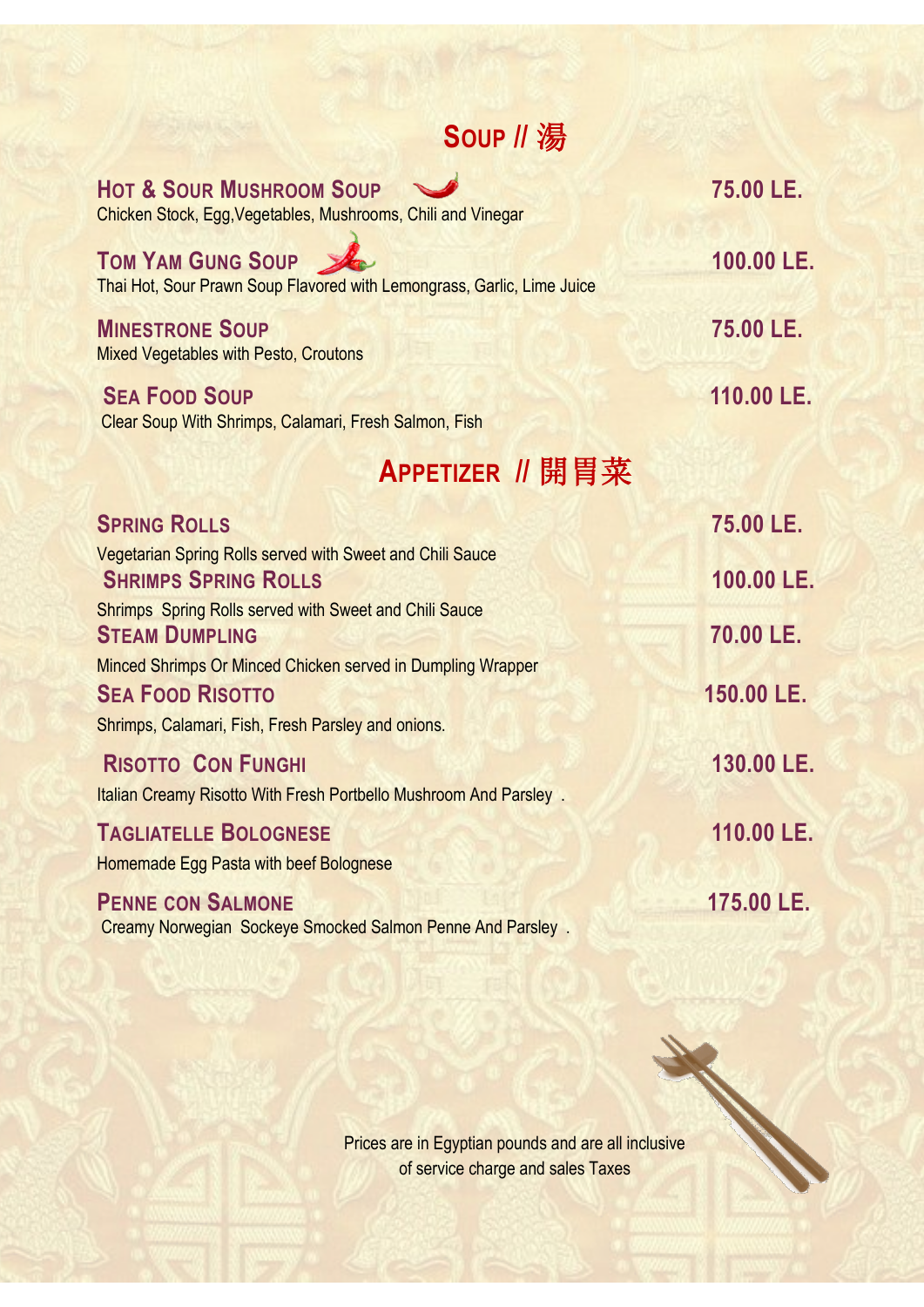# SOUP // 湯

**HOT & SOUR MUSHROOM SOUP** — **75.00 LE.**
Chicken Stock, Egg,Vegetables, Mushrooms, Chili and Vinegar

**TOM YAM GUNG SOUP** — **100.00 LE.**
Thai Hot, Sour Prawn Soup Flavored with Lemongrass, Garlic, Lime Juice

**MINESTRONE SOUP** — **75.00 LE.**
Mixed Vegetables with Pesto, Croutons

**SEA FOOD SOUP** — **110.00 LE.**
Clear Soup With Shrimps, Calamari, Fresh Salmon, Fish

# APPETIZER // 開胃菜

**SPRING ROLLS** — **75.00 LE.**
Vegetarian Spring Rolls served with Sweet and Chili Sauce

**SHRIMPS SPRING ROLLS** — **100.00 LE.**
Shrimps Spring Rolls served with Sweet and Chili Sauce

**STEAM DUMPLING** — **70.00 LE.**
Minced Shrimps Or Minced Chicken served in Dumpling Wrapper

**SEA FOOD RISOTTO** — **150.00 LE.**
Shrimps, Calamari, Fish, Fresh Parsley and onions.

**RISOTTO CON FUNGHI** — **130.00 LE.**
Italian Creamy Risotto With Fresh Portbello Mushroom And Parsley .

**TAGLIATELLE BOLOGNESE** — **110.00 LE.**
Homemade Egg Pasta with beef Bolognese

**PENNE CON SALMONE** — **175.00 LE.**
Creamy Norwegian Sockeye Smocked Salmon Penne And Parsley .

Prices are in Egyptian pounds and are all inclusive
of service charge and sales Taxes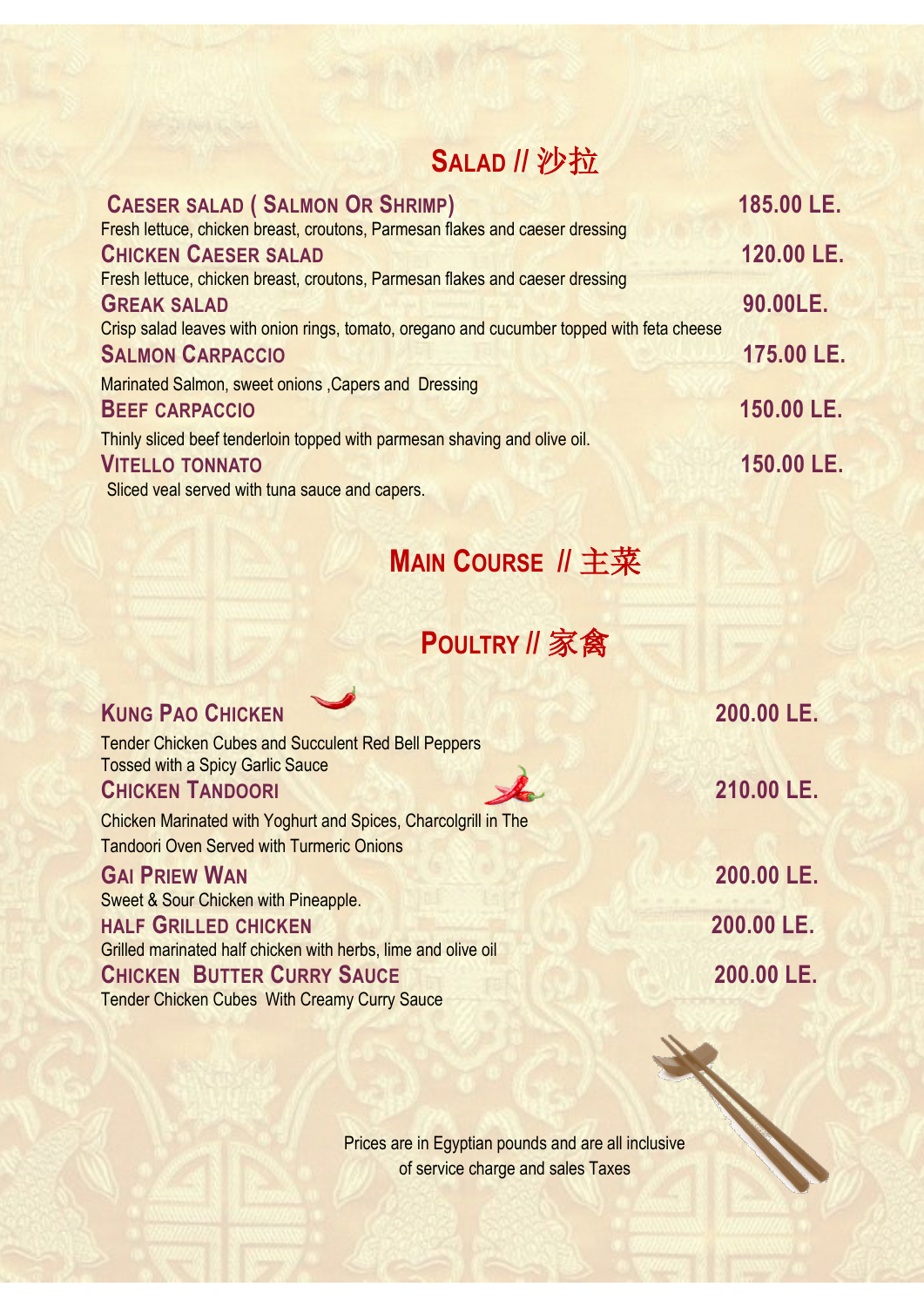## SALAD // 沙拉

**CAESER SALAD ( SALMON OR SHRIMP)** — 185.00 LE.
Fresh lettuce, chicken breast, croutons, Parmesan flakes and caeser dressing

**CHICKEN CAESER SALAD** — 120.00 LE.
Fresh lettuce, chicken breast, croutons, Parmesan flakes and caeser dressing

**GREAK SALAD** — 90.00LE.
Crisp salad leaves with onion rings, tomato, oregano and cucumber topped with feta cheese

**SALMON CARPACCIO** — 175.00 LE.
Marinated Salmon, sweet onions ,Capers and Dressing

**BEEF CARPACCIO** — 150.00 LE.
Thinly sliced beef tenderloin topped with parmesan shaving and olive oil.

**VITELLO TONNATO** — 150.00 LE.
Sliced veal served with tuna sauce and capers.

## MAIN COURSE // 主菜

### POULTRY // 家禽

**KUNG PAO CHICKEN** — 200.00 LE.
Tender Chicken Cubes and Succulent Red Bell Peppers
Tossed with a Spicy Garlic Sauce

**CHICKEN TANDOORI** — 210.00 LE.
Chicken Marinated with Yoghurt and Spices, Charcolgrill in The
Tandoori Oven Served with Turmeric Onions

**GAI PRIEW WAN** — 200.00 LE.
Sweet & Sour Chicken with Pineapple.

**HALF GRILLED CHICKEN** — 200.00 LE.
Grilled marinated half chicken with herbs, lime and olive oil

**CHICKEN BUTTER CURRY SAUCE** — 200.00 LE.
Tender Chicken Cubes With Creamy Curry Sauce

Prices are in Egyptian pounds and are all inclusive
of service charge and sales Taxes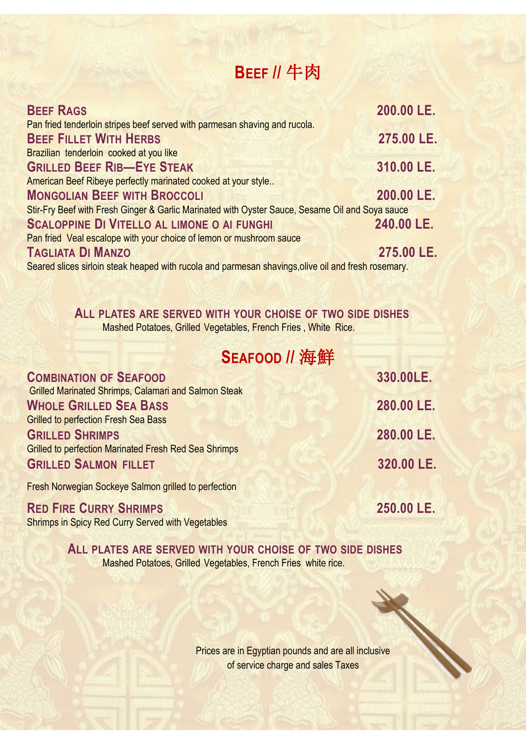## Beef // 牛肉

**Beef Rags** — **200.00 LE.**
Pan fried tenderloin stripes beef served with parmesan shaving and rucola.

**Beef Fillet With Herbs** — **275.00 LE.**
Brazilian tenderloin cooked at you like

**Grilled Beef Rib—Eye Steak** — **310.00 LE.**
American Beef Ribeye perfectly marinated cooked at your style..

**Mongolian Beef with Broccoli** — **200.00 LE.**
Stir-Fry Beef with Fresh Ginger & Garlic Marinated with Oyster Sauce, Sesame Oil and Soya sauce

**Scaloppine Di Vitello al limone o ai funghi** — **240.00 LE.**
Pan fried Veal escalope with your choice of lemon or mushroom sauce

**Tagliata Di Manzo** — **275.00 LE.**
Seared slices sirloin steak heaped with rucola and parmesan shavings,olive oil and fresh rosemary.

**All plates are served with your choise of two side dishes**
Mashed Potatoes, Grilled Vegetables, French Fries , White Rice.

## Seafood // 海鮮

**Combination of Seafood** — **330.00LE.**
Grilled Marinated Shrimps, Calamari and Salmon Steak

**Whole Grilled Sea Bass** — **280.00 LE.**
Grilled to perfection Fresh Sea Bass

**Grilled Shrimps** — **280.00 LE.**
Grilled to perfection Marinated Fresh Red Sea Shrimps

**Grilled Salmon fillet** — **320.00 LE.**
Fresh Norwegian Sockeye Salmon grilled to perfection

**Red Fire Curry Shrimps** — **250.00 LE.**
Shrimps in Spicy Red Curry Served with Vegetables

**All plates are served with your choise of two side dishes**
Mashed Potatoes, Grilled Vegetables, French Fries white rice.

Prices are in Egyptian pounds and are all inclusive of service charge and sales Taxes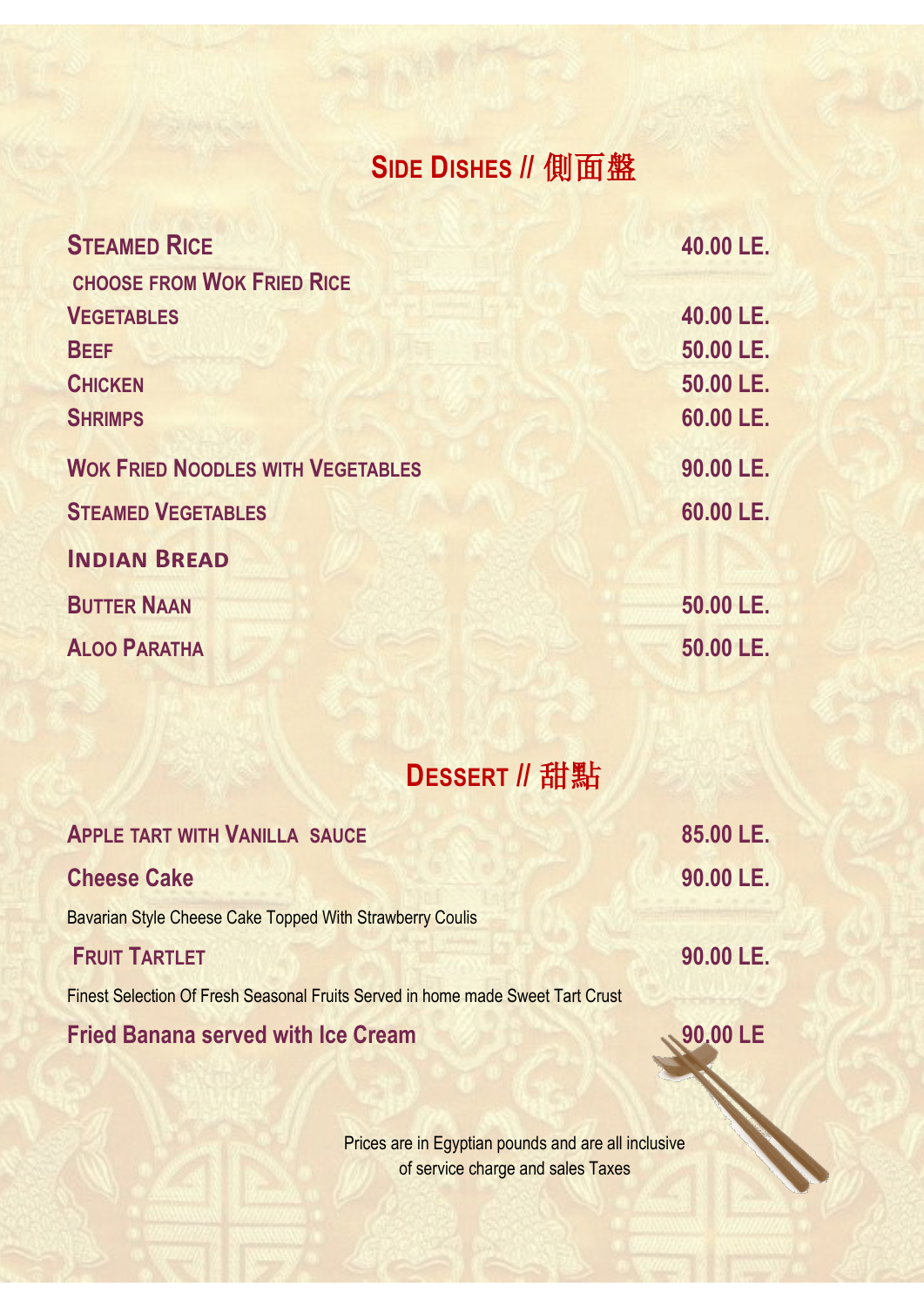## SIDE DISHES // 側面盤

| | |
|---|---|
| **STEAMED RICE** | **40.00 LE.** |
| **CHOOSE FROM WOK FRIED RICE** | |
| **VEGETABLES** | **40.00 LE.** |
| **BEEF** | **50.00 LE.** |
| **CHICKEN** | **50.00 LE.** |
| **SHRIMPS** | **60.00 LE.** |
| **WOK FRIED NOODLES WITH VEGETABLES** | **90.00 LE.** |
| **STEAMED VEGETABLES** | **60.00 LE.** |

### INDIAN BREAD

| | |
|---|---|
| **BUTTER NAAN** | **50.00 LE.** |
| **ALOO PARATHA** | **50.00 LE.** |

## DESSERT // 甜點

| | |
|---|---|
| **APPLE TART WITH VANILLA SAUCE** | **85.00 LE.** |
| **Cheese Cake**<br>Bavarian Style Cheese Cake Topped With Strawberry Coulis | **90.00 LE.** |
| **FRUIT TARTLET**<br>Finest Selection Of Fresh Seasonal Fruits Served in home made Sweet Tart Crust | **90.00 LE.** |
| **Fried Banana served with Ice Cream** | **90.00 LE** |

Prices are in Egyptian pounds and are all inclusive of service charge and sales Taxes